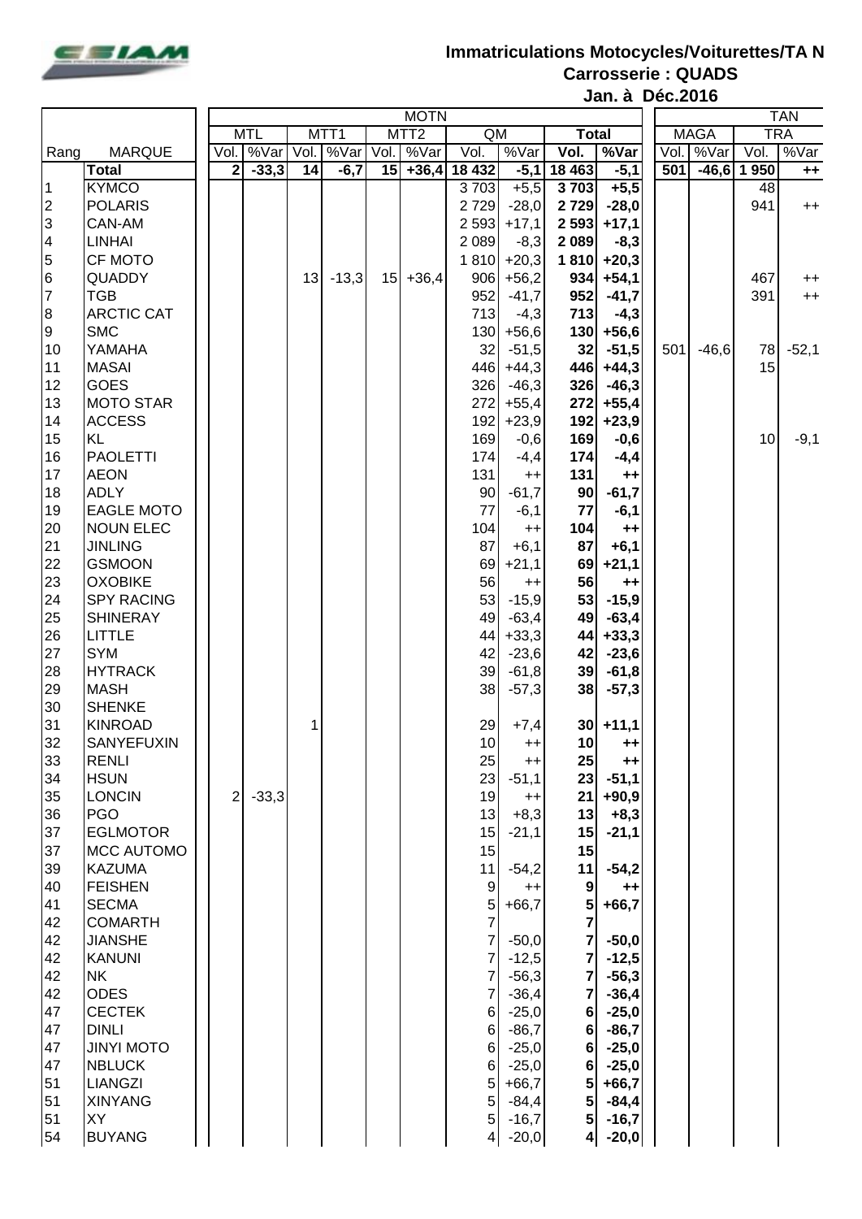# Immatriculations Motocycles/Voiturettes/TA N

## Carrosserie : QUADS

## Jan. à Déc.2016

| | | MOTN | | | | | | | | | | TAN | | | |
|---|---|---|---|---|---|---|---|---|---|---|---|---|---|---|---|
| | | MTL | | MTT1 | | MTT2 | | QM | | Total | | MAGA | | TRA | |
| Rang | MARQUE | Vol. | %Var | Vol. | %Var | Vol. | %Var | Vol. | %Var | Vol. | %Var | Vol. | %Var | Vol. | %Var |
| | **Total** | **2** | **-33,3** | **14** | **-6,7** | **15** | **+36,4** | **18 432** | **-5,1** | **18 463** | **-5,1** | **501** | **-46,6** | **1 950** | **++** |
| 1 | KYMCO | | | | | | | 3 703 | +5,5 | **3 703** | **+5,5** | | | 48 | |
| 2 | POLARIS | | | | | | | 2 729 | -28,0 | **2 729** | **-28,0** | | | 941 | ++ |
| 3 | CAN-AM | | | | | | | 2 593 | +17,1 | **2 593** | **+17,1** | | | | |
| 4 | LINHAI | | | | | | | 2 089 | -8,3 | **2 089** | **-8,3** | | | | |
| 5 | CF MOTO | | | | | | | 1 810 | +20,3 | **1 810** | **+20,3** | | | | |
| 6 | QUADDY | | | 13 | -13,3 | 15 | +36,4 | 906 | +56,2 | **934** | **+54,1** | | | 467 | ++ |
| 7 | TGB | | | | | | | 952 | -41,7 | **952** | **-41,7** | | | 391 | ++ |
| 8 | ARCTIC CAT | | | | | | | 713 | -4,3 | **713** | **-4,3** | | | | |
| 9 | SMC | | | | | | | 130 | +56,6 | **130** | **+56,6** | | | | |
| 10 | YAMAHA | | | | | | | 32 | -51,5 | **32** | **-51,5** | 501 | -46,6 | 78 | -52,1 |
| 11 | MASAI | | | | | | | 446 | +44,3 | **446** | **+44,3** | | | 15 | |
| 12 | GOES | | | | | | | 326 | -46,3 | **326** | **-46,3** | | | | |
| 13 | MOTO STAR | | | | | | | 272 | +55,4 | **272** | **+55,4** | | | | |
| 14 | ACCESS | | | | | | | 192 | +23,9 | **192** | **+23,9** | | | | |
| 15 | KL | | | | | | | 169 | -0,6 | **169** | **-0,6** | | | 10 | -9,1 |
| 16 | PAOLETTI | | | | | | | 174 | -4,4 | **174** | **-4,4** | | | | |
| 17 | AEON | | | | | | | 131 | ++ | **131** | **++** | | | | |
| 18 | ADLY | | | | | | | 90 | -61,7 | **90** | **-61,7** | | | | |
| 19 | EAGLE MOTO | | | | | | | 77 | -6,1 | **77** | **-6,1** | | | | |
| 20 | NOUN ELEC | | | | | | | 104 | ++ | **104** | **++** | | | | |
| 21 | JINLING | | | | | | | 87 | +6,1 | **87** | **+6,1** | | | | |
| 22 | GSMOON | | | | | | | 69 | +21,1 | **69** | **+21,1** | | | | |
| 23 | OXOBIKE | | | | | | | 56 | ++ | **56** | **++** | | | | |
| 24 | SPY RACING | | | | | | | 53 | -15,9 | **53** | **-15,9** | | | | |
| 25 | SHINERAY | | | | | | | 49 | -63,4 | **49** | **-63,4** | | | | |
| 26 | LITTLE | | | | | | | 44 | +33,3 | **44** | **+33,3** | | | | |
| 27 | SYM | | | | | | | 42 | -23,6 | **42** | **-23,6** | | | | |
| 28 | HYTRACK | | | | | | | 39 | -61,8 | **39** | **-61,8** | | | | |
| 29 | MASH | | | | | | | 38 | -57,3 | **38** | **-57,3** | | | | |
| 30 | SHENKE | | | | | | | | | | | | | | |
| 31 | KINROAD | | | 1 | | | | 29 | +7,4 | **30** | **+11,1** | | | | |
| 32 | SANYEFUXIN | | | | | | | 10 | ++ | **10** | **++** | | | | |
| 33 | RENLI | | | | | | | 25 | ++ | **25** | **++** | | | | |
| 34 | HSUN | | | | | | | 23 | -51,1 | **23** | **-51,1** | | | | |
| 35 | LONCIN | 2 | -33,3 | | | | | 19 | ++ | **21** | **+90,9** | | | | |
| 36 | PGO | | | | | | | 13 | +8,3 | **13** | **+8,3** | | | | |
| 37 | EGLMOTOR | | | | | | | 15 | -21,1 | **15** | **-21,1** | | | | |
| 37 | MCC AUTOMO | | | | | | | 15 | | **15** | | | | | |
| 39 | KAZUMA | | | | | | | 11 | -54,2 | **11** | **-54,2** | | | | |
| 40 | FEISHEN | | | | | | | 9 | ++ | **9** | **++** | | | | |
| 41 | SECMA | | | | | | | 5 | +66,7 | **5** | **+66,7** | | | | |
| 42 | COMARTH | | | | | | | 7 | | **7** | | | | | |
| 42 | JIANSHE | | | | | | | 7 | -50,0 | **7** | **-50,0** | | | | |
| 42 | KANUNI | | | | | | | 7 | -12,5 | **7** | **-12,5** | | | | |
| 42 | NK | | | | | | | 7 | -56,3 | **7** | **-56,3** | | | | |
| 42 | ODES | | | | | | | 7 | -36,4 | **7** | **-36,4** | | | | |
| 47 | CECTEK | | | | | | | 6 | -25,0 | **6** | **-25,0** | | | | |
| 47 | DINLI | | | | | | | 6 | -86,7 | **6** | **-86,7** | | | | |
| 47 | JINYI MOTO | | | | | | | 6 | -25,0 | **6** | **-25,0** | | | | |
| 47 | NBLUCK | | | | | | | 6 | -25,0 | **6** | **-25,0** | | | | |
| 51 | LIANGZI | | | | | | | 5 | +66,7 | **5** | **+66,7** | | | | |
| 51 | XINYANG | | | | | | | 5 | -84,4 | **5** | **-84,4** | | | | |
| 51 | XY | | | | | | | 5 | -16,7 | **5** | **-16,7** | | | | |
| 54 | BUYANG | | | | | | | 4 | -20,0 | **4** | **-20,0** | | | | |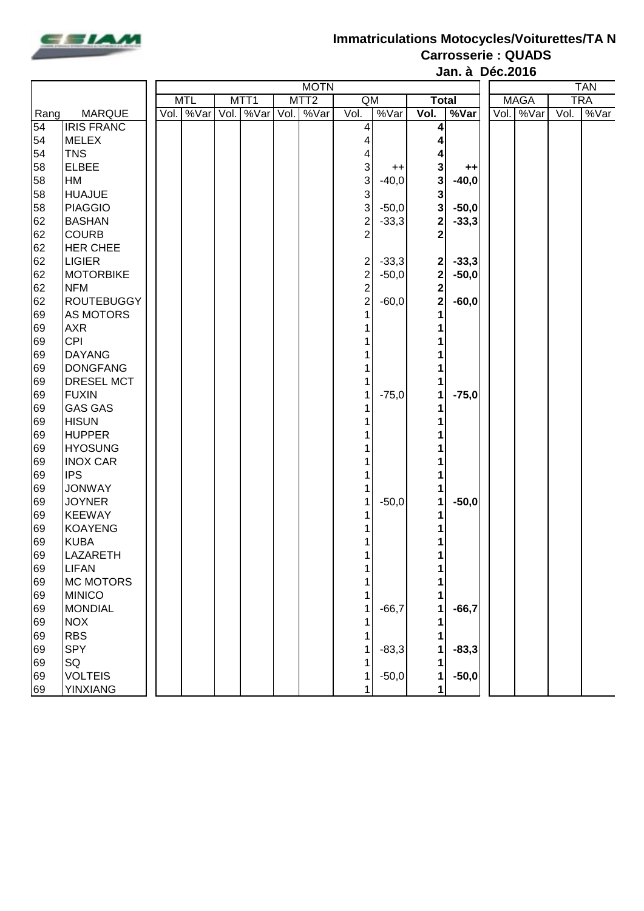# Immatriculations Motocycles/Voiturettes/TA N

## Carrosserie : QUADS

### Jan. à Déc.2016

| | | MOTN | | | | | | | | | | TAN | | | |
|---|---|---|---|---|---|---|---|---|---|---|---|---|---|---|---|
| | | MTL | | MTT1 | | MTT2 | | QM | | Total | | MAGA | | TRA | |
| Rang | MARQUE | Vol. | %Var | Vol. | %Var | Vol. | %Var | Vol. | %Var | **Vol.** | **%Var** | Vol. | %Var | Vol. | %Var |
| 54 | IRIS FRANC | | | | | | | 4 | | **4** | | | | | |
| 54 | MELEX | | | | | | | 4 | | **4** | | | | | |
| 54 | TNS | | | | | | | 4 | | **4** | | | | | |
| 58 | ELBEE | | | | | | | 3 | ++ | **3** | **++** | | | | |
| 58 | HM | | | | | | | 3 | -40,0 | **3** | **-40,0** | | | | |
| 58 | HUAJUE | | | | | | | 3 | | **3** | | | | | |
| 58 | PIAGGIO | | | | | | | 3 | -50,0 | **3** | **-50,0** | | | | |
| 62 | BASHAN | | | | | | | 2 | -33,3 | **2** | **-33,3** | | | | |
| 62 | COURB | | | | | | | 2 | | **2** | | | | | |
| 62 | HER CHEE | | | | | | | | | | | | | | |
| 62 | LIGIER | | | | | | | 2 | -33,3 | **2** | **-33,3** | | | | |
| 62 | MOTORBIKE | | | | | | | 2 | -50,0 | **2** | **-50,0** | | | | |
| 62 | NFM | | | | | | | 2 | | **2** | | | | | |
| 62 | ROUTEBUGGY | | | | | | | 2 | -60,0 | **2** | **-60,0** | | | | |
| 69 | AS MOTORS | | | | | | | 1 | | **1** | | | | | |
| 69 | AXR | | | | | | | 1 | | **1** | | | | | |
| 69 | CPI | | | | | | | 1 | | **1** | | | | | |
| 69 | DAYANG | | | | | | | 1 | | **1** | | | | | |
| 69 | DONGFANG | | | | | | | 1 | | **1** | | | | | |
| 69 | DRESEL MCT | | | | | | | 1 | | **1** | | | | | |
| 69 | FUXIN | | | | | | | 1 | -75,0 | **1** | **-75,0** | | | | |
| 69 | GAS GAS | | | | | | | 1 | | **1** | | | | | |
| 69 | HISUN | | | | | | | 1 | | **1** | | | | | |
| 69 | HUPPER | | | | | | | 1 | | **1** | | | | | |
| 69 | HYOSUNG | | | | | | | 1 | | **1** | | | | | |
| 69 | INOX CAR | | | | | | | 1 | | **1** | | | | | |
| 69 | IPS | | | | | | | 1 | | **1** | | | | | |
| 69 | JONWAY | | | | | | | 1 | | **1** | | | | | |
| 69 | JOYNER | | | | | | | 1 | -50,0 | **1** | **-50,0** | | | | |
| 69 | KEEWAY | | | | | | | 1 | | **1** | | | | | |
| 69 | KOAYENG | | | | | | | 1 | | **1** | | | | | |
| 69 | KUBA | | | | | | | 1 | | **1** | | | | | |
| 69 | LAZARETH | | | | | | | 1 | | **1** | | | | | |
| 69 | LIFAN | | | | | | | 1 | | **1** | | | | | |
| 69 | MC MOTORS | | | | | | | 1 | | **1** | | | | | |
| 69 | MINICO | | | | | | | 1 | | **1** | | | | | |
| 69 | MONDIAL | | | | | | | 1 | -66,7 | **1** | **-66,7** | | | | |
| 69 | NOX | | | | | | | 1 | | **1** | | | | | |
| 69 | RBS | | | | | | | 1 | | **1** | | | | | |
| 69 | SPY | | | | | | | 1 | -83,3 | **1** | **-83,3** | | | | |
| 69 | SQ | | | | | | | 1 | | **1** | | | | | |
| 69 | VOLTEIS | | | | | | | 1 | -50,0 | **1** | **-50,0** | | | | |
| 69 | YINXIANG | | | | | | | 1 | | **1** | | | | | |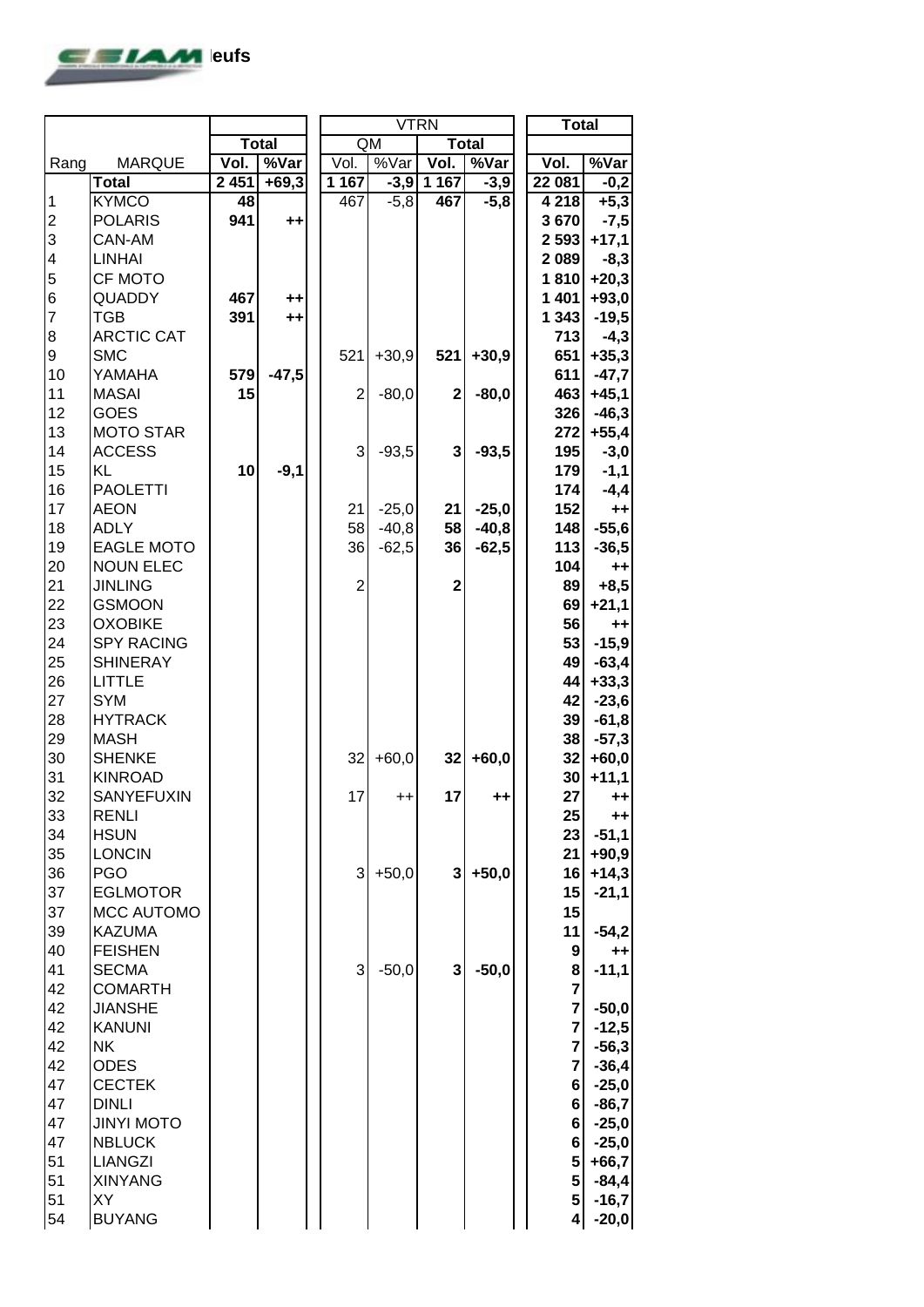eufs

| Rang | MARQUE | Total | | VTRN | | | | Total | |
|---|---|---|---|---|---|---|---|---|---|
| | | Total | | QM | | Total | | | |
| | | Vol. | %Var | Vol. | %Var | Vol. | %Var | Vol. | %Var |
| | **Total** | **2 451** | **+69,3** | **1 167** | **-3,9** | **1 167** | **-3,9** | **22 081** | **-0,2** |
| 1 | KYMCO | **48** | | 467 | -5,8 | **467** | **-5,8** | **4 218** | **+5,3** |
| 2 | POLARIS | **941** | **++** | | | | | **3 670** | **-7,5** |
| 3 | CAN-AM | | | | | | | **2 593** | **+17,1** |
| 4 | LINHAI | | | | | | | **2 089** | **-8,3** |
| 5 | CF MOTO | | | | | | | **1 810** | **+20,3** |
| 6 | QUADDY | **467** | **++** | | | | | **1 401** | **+93,0** |
| 7 | TGB | **391** | **++** | | | | | **1 343** | **-19,5** |
| 8 | ARCTIC CAT | | | | | | | **713** | **-4,3** |
| 9 | SMC | | | 521 | +30,9 | **521** | **+30,9** | **651** | **+35,3** |
| 10 | YAMAHA | **579** | **-47,5** | | | | | **611** | **-47,7** |
| 11 | MASAI | **15** | | 2 | -80,0 | **2** | **-80,0** | **463** | **+45,1** |
| 12 | GOES | | | | | | | **326** | **-46,3** |
| 13 | MOTO STAR | | | | | | | **272** | **+55,4** |
| 14 | ACCESS | | | 3 | -93,5 | **3** | **-93,5** | **195** | **-3,0** |
| 15 | KL | **10** | **-9,1** | | | | | **179** | **-1,1** |
| 16 | PAOLETTI | | | | | | | **174** | **-4,4** |
| 17 | AEON | | | 21 | -25,0 | **21** | **-25,0** | **152** | **++** |
| 18 | ADLY | | | 58 | -40,8 | **58** | **-40,8** | **148** | **-55,6** |
| 19 | EAGLE MOTO | | | 36 | -62,5 | **36** | **-62,5** | **113** | **-36,5** |
| 20 | NOUN ELEC | | | | | | | **104** | **++** |
| 21 | JINLING | | | 2 | | **2** | | **89** | **+8,5** |
| 22 | GSMOON | | | | | | | **69** | **+21,1** |
| 23 | OXOBIKE | | | | | | | **56** | **++** |
| 24 | SPY RACING | | | | | | | **53** | **-15,9** |
| 25 | SHINERAY | | | | | | | **49** | **-63,4** |
| 26 | LITTLE | | | | | | | **44** | **+33,3** |
| 27 | SYM | | | | | | | **42** | **-23,6** |
| 28 | HYTRACK | | | | | | | **39** | **-61,8** |
| 29 | MASH | | | | | | | **38** | **-57,3** |
| 30 | SHENKE | | | 32 | +60,0 | **32** | **+60,0** | **32** | **+60,0** |
| 31 | KINROAD | | | | | | | **30** | **+11,1** |
| 32 | SANYEFUXIN | | | 17 | ++ | **17** | **++** | **27** | **++** |
| 33 | RENLI | | | | | | | **25** | **++** |
| 34 | HSUN | | | | | | | **23** | **-51,1** |
| 35 | LONCIN | | | | | | | **21** | **+90,9** |
| 36 | PGO | | | 3 | +50,0 | **3** | **+50,0** | **16** | **+14,3** |
| 37 | EGLMOTOR | | | | | | | **15** | **-21,1** |
| 37 | MCC AUTOMO | | | | | | | **15** | |
| 39 | KAZUMA | | | | | | | **11** | **-54,2** |
| 40 | FEISHEN | | | | | | | **9** | **++** |
| 41 | SECMA | | | 3 | -50,0 | **3** | **-50,0** | **8** | **-11,1** |
| 42 | COMARTH | | | | | | | **7** | |
| 42 | JIANSHE | | | | | | | **7** | **-50,0** |
| 42 | KANUNI | | | | | | | **7** | **-12,5** |
| 42 | NK | | | | | | | **7** | **-56,3** |
| 42 | ODES | | | | | | | **7** | **-36,4** |
| 47 | CECTEK | | | | | | | **6** | **-25,0** |
| 47 | DINLI | | | | | | | **6** | **-86,7** |
| 47 | JINYI MOTO | | | | | | | **6** | **-25,0** |
| 47 | NBLUCK | | | | | | | **6** | **-25,0** |
| 51 | LIANGZI | | | | | | | **5** | **+66,7** |
| 51 | XINYANG | | | | | | | **5** | **-84,4** |
| 51 | XY | | | | | | | **5** | **-16,7** |
| 54 | BUYANG | | | | | | | **4** | **-20,0** |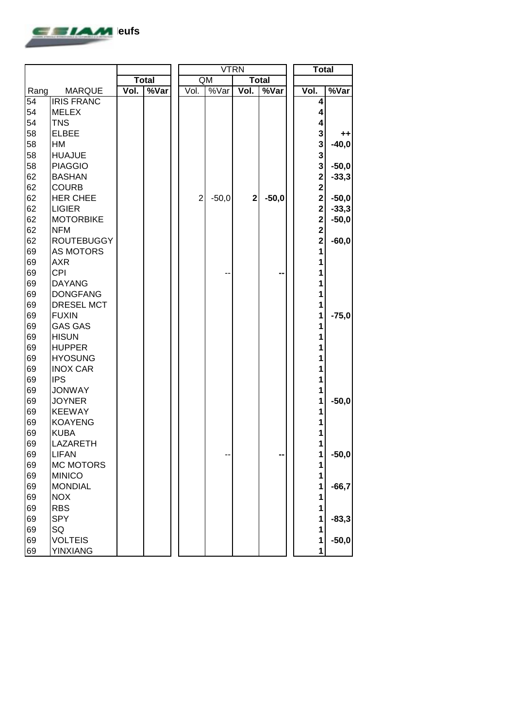| | | | | | VTRN | | | Total | |
|---|---|---|---|---|---|---|---|---|---|
| | | Total | | QM | | Total | | | |
| Rang | MARQUE | Vol. | %Var | Vol. | %Var | Vol. | %Var | Vol. | %Var |
| 54 | IRIS FRANC | | | | | | | 4 | |
| 54 | MELEX | | | | | | | 4 | |
| 54 | TNS | | | | | | | 4 | |
| 58 | ELBEE | | | | | | | 3 | ++ |
| 58 | HM | | | | | | | 3 | -40,0 |
| 58 | HUAJUE | | | | | | | 3 | |
| 58 | PIAGGIO | | | | | | | 3 | -50,0 |
| 62 | BASHAN | | | | | | | 2 | -33,3 |
| 62 | COURB | | | | | | | 2 | |
| 62 | HER CHEE | | | 2 | -50,0 | 2 | -50,0 | 2 | -50,0 |
| 62 | LIGIER | | | | | | | 2 | -33,3 |
| 62 | MOTORBIKE | | | | | | | 2 | -50,0 |
| 62 | NFM | | | | | | | 2 | |
| 62 | ROUTEBUGGY | | | | | | | 2 | -60,0 |
| 69 | AS MOTORS | | | | | | | 1 | |
| 69 | AXR | | | | | | | 1 | |
| 69 | CPI | | | | -- | | -- | 1 | |
| 69 | DAYANG | | | | | | | 1 | |
| 69 | DONGFANG | | | | | | | 1 | |
| 69 | DRESEL MCT | | | | | | | 1 | |
| 69 | FUXIN | | | | | | | 1 | -75,0 |
| 69 | GAS GAS | | | | | | | 1 | |
| 69 | HISUN | | | | | | | 1 | |
| 69 | HUPPER | | | | | | | 1 | |
| 69 | HYOSUNG | | | | | | | 1 | |
| 69 | INOX CAR | | | | | | | 1 | |
| 69 | IPS | | | | | | | 1 | |
| 69 | JONWAY | | | | | | | 1 | |
| 69 | JOYNER | | | | | | | 1 | -50,0 |
| 69 | KEEWAY | | | | | | | 1 | |
| 69 | KOAYENG | | | | | | | 1 | |
| 69 | KUBA | | | | | | | 1 | |
| 69 | LAZARETH | | | | | | | 1 | |
| 69 | LIFAN | | | | -- | | -- | 1 | -50,0 |
| 69 | MC MOTORS | | | | | | | 1 | |
| 69 | MINICO | | | | | | | 1 | |
| 69 | MONDIAL | | | | | | | 1 | -66,7 |
| 69 | NOX | | | | | | | 1 | |
| 69 | RBS | | | | | | | 1 | |
| 69 | SPY | | | | | | | 1 | -83,3 |
| 69 | SQ | | | | | | | 1 | |
| 69 | VOLTEIS | | | | | | | 1 | -50,0 |
| 69 | YINXIANG | | | | | | | 1 | |